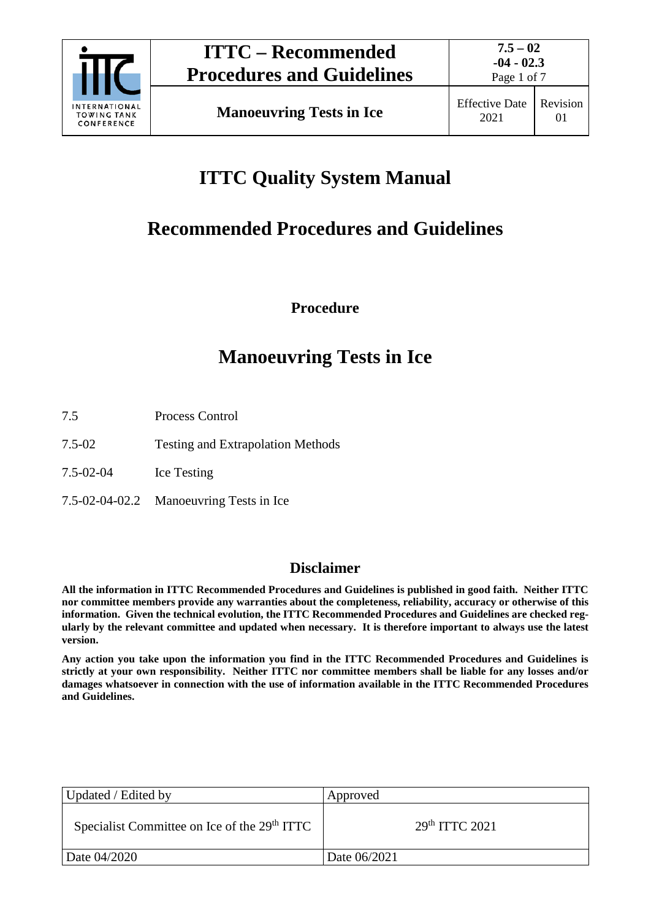# ITTC Quality System Manual

## Recommended Procedures and Guidelines

**Procedure**

# Manoeuvring Tests in Ice

| | |
|---|---|
| 7.5 | Process Control |
| 7.5-02 | Testing and Extrapolation Methods |
| 7.5-02-04 | Ice Testing |
| 7.5-02-04-02.2 | Manoeuvring Tests in Ice |

## Disclaimer

**All the information in ITTC Recommended Procedures and Guidelines is published in good faith. Neither ITTC nor committee members provide any warranties about the completeness, reliability, accuracy or otherwise of this information. Given the technical evolution, the ITTC Recommended Procedures and Guidelines are checked regularly by the relevant committee and updated when necessary. It is therefore important to always use the latest version.**

**Any action you take upon the information you find in the ITTC Recommended Procedures and Guidelines is strictly at your own responsibility. Neither ITTC nor committee members shall be liable for any losses and/or damages whatsoever in connection with the use of information available in the ITTC Recommended Procedures and Guidelines.**

| Updated / Edited by | Approved |
|---|---|
| Specialist Committee on Ice of the 29th ITTC | 29th ITTC 2021 |
| Date 04/2020 | Date 06/2021 |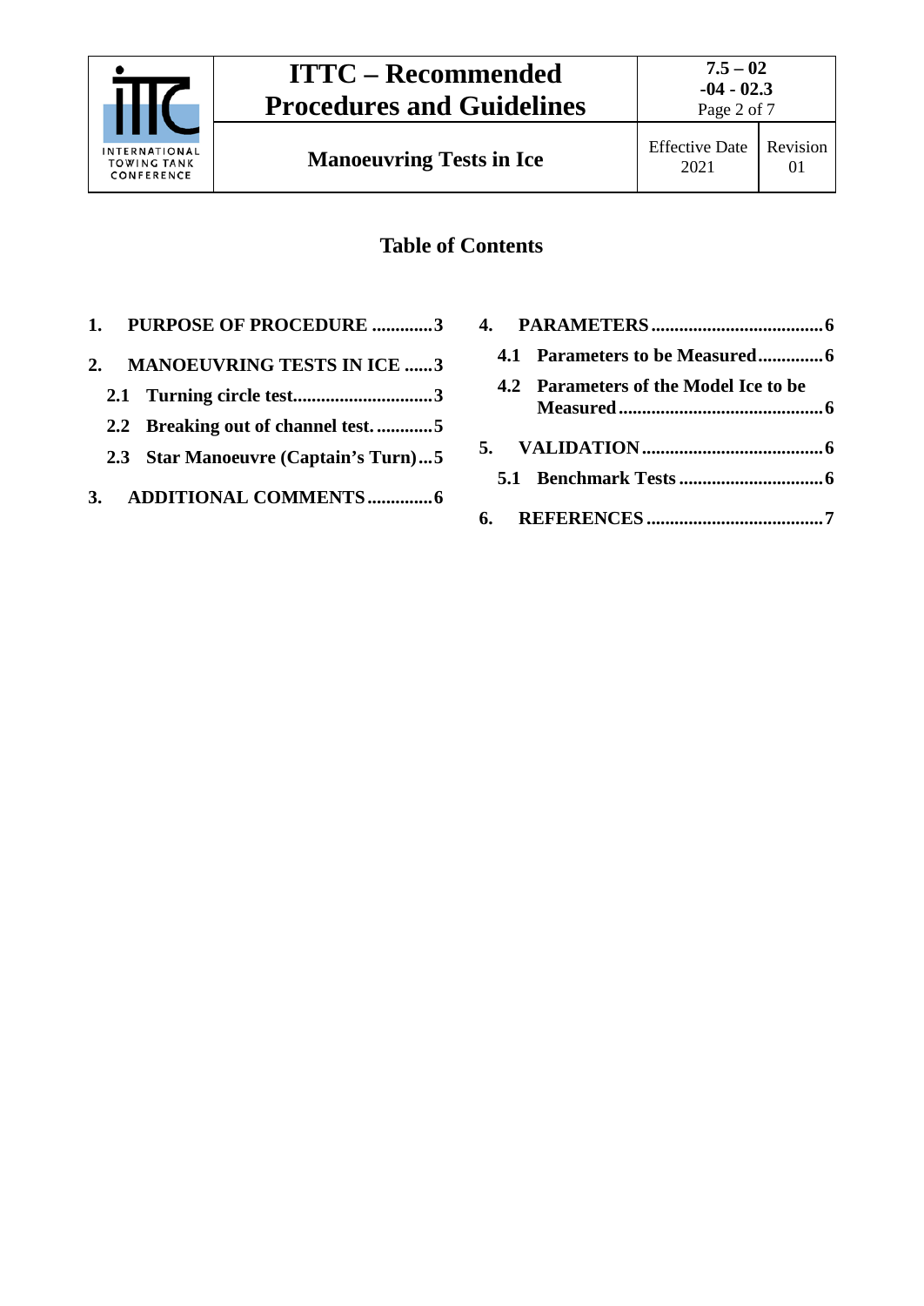## Table of Contents

1. PURPOSE OF PROCEDURE ............. 3
2. MANOEUVRING TESTS IN ICE ...... 3
   - 2.1 Turning circle test.............................. 3
   - 2.2 Breaking out of channel test. ............ 5
   - 2.3 Star Manoeuvre (Captain's Turn)... 5
3. ADDITIONAL COMMENTS .............. 6
4. PARAMETERS ..................................... 6
   - 4.1 Parameters to be Measured.............. 6
   - 4.2 Parameters of the Model Ice to be Measured ............................................ 6
5. VALIDATION ....................................... 6
   - 5.1 Benchmark Tests ............................... 6
6. REFERENCES ...................................... 7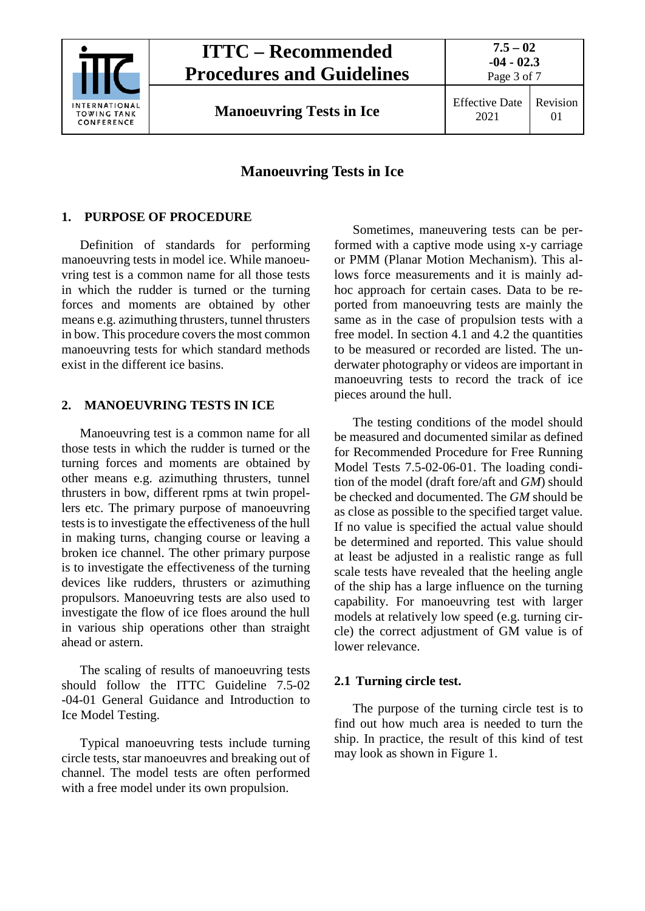# Manoeuvring Tests in Ice

## 1. PURPOSE OF PROCEDURE

Definition of standards for performing manoeuvring tests in model ice. While manoeuvring test is a common name for all those tests in which the rudder is turned or the turning forces and moments are obtained by other means e.g. azimuthing thrusters, tunnel thrusters in bow. This procedure covers the most common manoeuvring tests for which standard methods exist in the different ice basins.

## 2. MANOEUVRING TESTS IN ICE

Manoeuvring test is a common name for all those tests in which the rudder is turned or the turning forces and moments are obtained by other means e.g. azimuthing thrusters, tunnel thrusters in bow, different rpms at twin propellers etc. The primary purpose of manoeuvring tests is to investigate the effectiveness of the hull in making turns, changing course or leaving a broken ice channel. The other primary purpose is to investigate the effectiveness of the turning devices like rudders, thrusters or azimuthing propulsors. Manoeuvring tests are also used to investigate the flow of ice floes around the hull in various ship operations other than straight ahead or astern.

The scaling of results of manoeuvring tests should follow the ITTC Guideline 7.5-02 -04-01 General Guidance and Introduction to Ice Model Testing.

Typical manoeuvring tests include turning circle tests, star manoeuvres and breaking out of channel. The model tests are often performed with a free model under its own propulsion.

Sometimes, maneuvering tests can be performed with a captive mode using x-y carriage or PMM (Planar Motion Mechanism). This allows force measurements and it is mainly ad-hoc approach for certain cases. Data to be reported from manoeuvring tests are mainly the same as in the case of propulsion tests with a free model. In section 4.1 and 4.2 the quantities to be measured or recorded are listed. The underwater photography or videos are important in manoeuvring tests to record the track of ice pieces around the hull.

The testing conditions of the model should be measured and documented similar as defined for Recommended Procedure for Free Running Model Tests 7.5-02-06-01. The loading condition of the model (draft fore/aft and *GM*) should be checked and documented. The *GM* should be as close as possible to the specified target value. If no value is specified the actual value should be determined and reported. This value should at least be adjusted in a realistic range as full scale tests have revealed that the heeling angle of the ship has a large influence on the turning capability. For manoeuvring test with larger models at relatively low speed (e.g. turning circle) the correct adjustment of GM value is of lower relevance.

### 2.1 Turning circle test.

The purpose of the turning circle test is to find out how much area is needed to turn the ship. In practice, the result of this kind of test may look as shown in Figure 1.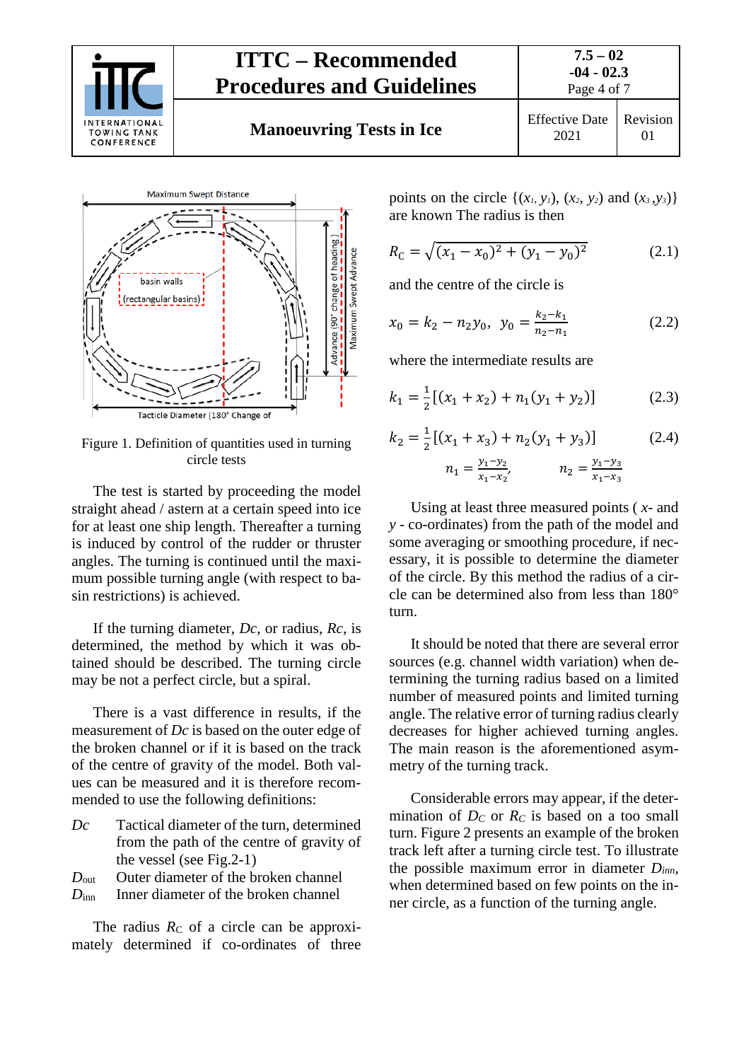Figure 1. Definition of quantities used in turning circle tests

The test is started by proceeding the model straight ahead / astern at a certain speed into ice for at least one ship length. Thereafter a turning is induced by control of the rudder or thruster angles. The turning is continued until the maximum possible turning angle (with respect to basin restrictions) is achieved.

If the turning diameter, *Dc*, or radius, *Rc*, is determined, the method by which it was obtained should be described. The turning circle may be not a perfect circle, but a spiral.

There is a vast difference in results, if the measurement of *Dc* is based on the outer edge of the broken channel or if it is based on the track of the centre of gravity of the model. Both values can be measured and it is therefore recommended to use the following definitions:

- *Dc* Tactical diameter of the turn, determined from the path of the centre of gravity of the vessel (see Fig.2-1)
- $D_{out}$ Outer diameter of the broken channel
- $D_{inn}$ Inner diameter of the broken channel

The radius $R_C$ of a circle can be approximately determined if co-ordinates of three points on the circle $\{(x_1, y_1), (x_2, y_2)$ and $(x_3, y_3)\}$ are known The radius is then

$$R_C = \sqrt{(x_1 - x_0)^2 + (y_1 - y_0)^2} \tag{2.1}$$

and the centre of the circle is

$$x_0 = k_2 - n_2 y_0, \;\; y_0 = \frac{k_2 - k_1}{n_2 - n_1} \tag{2.2}$$

where the intermediate results are

$$k_1 = \frac{1}{2}[(x_1 + x_2) + n_1(y_1 + y_2)] \tag{2.3}$$

$$k_2 = \frac{1}{2}[(x_1 + x_3) + n_2(y_1 + y_3)] \tag{2.4}$$

$$n_1 = \frac{y_1 - y_2}{x_1 - x_2}, \qquad n_2 = \frac{y_1 - y_3}{x_1 - x_3}$$

Using at least three measured points ( *x*- and *y* - co-ordinates) from the path of the model and some averaging or smoothing procedure, if necessary, it is possible to determine the diameter of the circle. By this method the radius of a circle can be determined also from less than 180° turn.

It should be noted that there are several error sources (e.g. channel width variation) when determining the turning radius based on a limited number of measured points and limited turning angle. The relative error of turning radius clearly decreases for higher achieved turning angles. The main reason is the aforementioned asymmetry of the turning track.

Considerable errors may appear, if the determination of $D_C$ or $R_C$ is based on a too small turn. Figure 2 presents an example of the broken track left after a turning circle test. To illustrate the possible maximum error in diameter $D_{inn}$, when determined based on few points on the inner circle, as a function of the turning angle.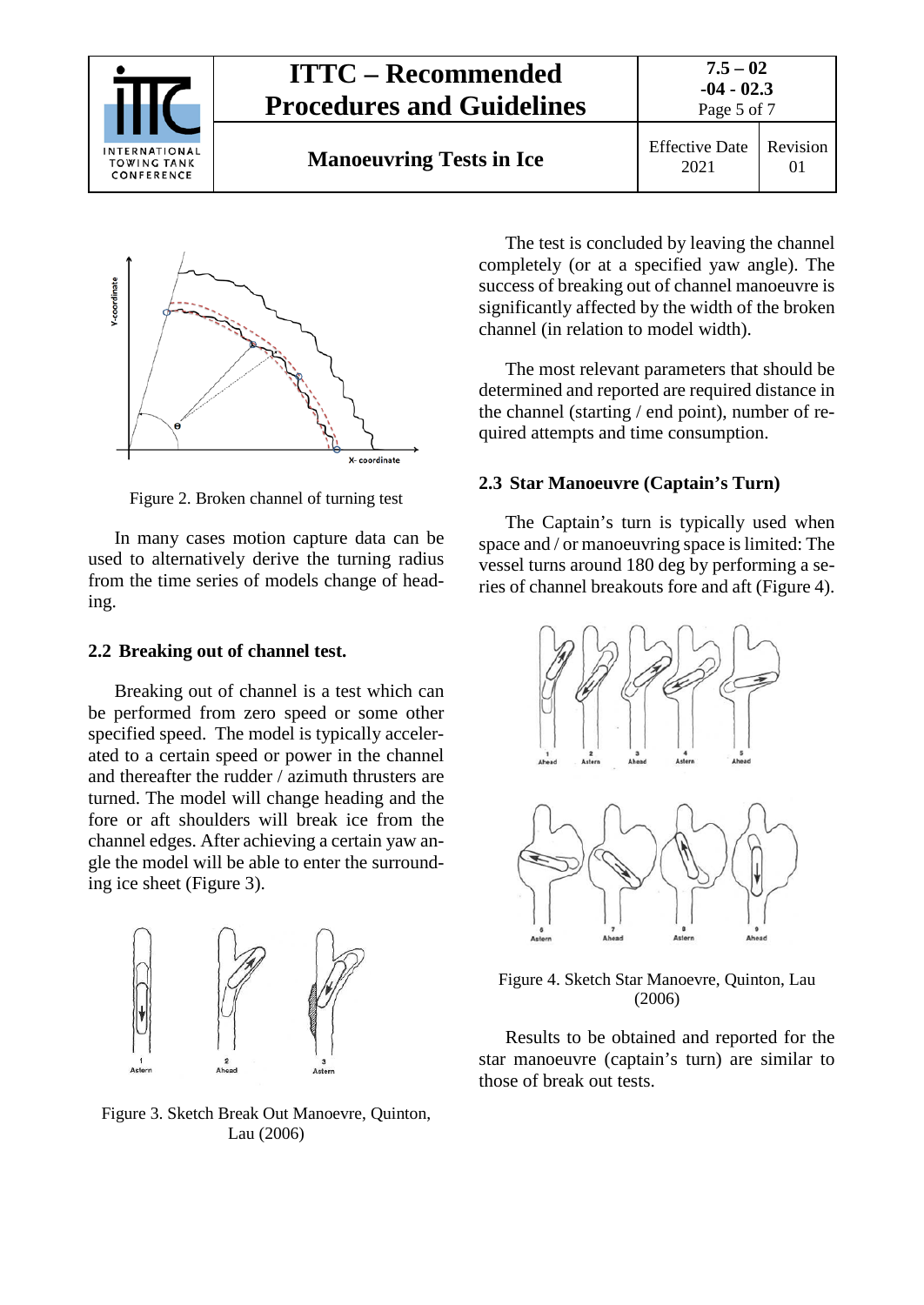Figure 2. Broken channel of turning test

In many cases motion capture data can be used to alternatively derive the turning radius from the time series of models change of heading.

### 2.2 Breaking out of channel test.

Breaking out of channel is a test which can be performed from zero speed or some other specified speed. The model is typically accelerated to a certain speed or power in the channel and thereafter the rudder / azimuth thrusters are turned. The model will change heading and the fore or aft shoulders will break ice from the channel edges. After achieving a certain yaw angle the model will be able to enter the surrounding ice sheet (Figure 3).

Figure 3. Sketch Break Out Manoevre, Quinton, Lau (2006)

The test is concluded by leaving the channel completely (or at a specified yaw angle). The success of breaking out of channel manoeuvre is significantly affected by the width of the broken channel (in relation to model width).

The most relevant parameters that should be determined and reported are required distance in the channel (starting / end point), number of required attempts and time consumption.

### 2.3 Star Manoeuvre (Captain's Turn)

The Captain's turn is typically used when space and / or manoeuvring space is limited: The vessel turns around 180 deg by performing a series of channel breakouts fore and aft (Figure 4).

Figure 4. Sketch Star Manoevre, Quinton, Lau (2006)

Results to be obtained and reported for the star manoeuvre (captain's turn) are similar to those of break out tests.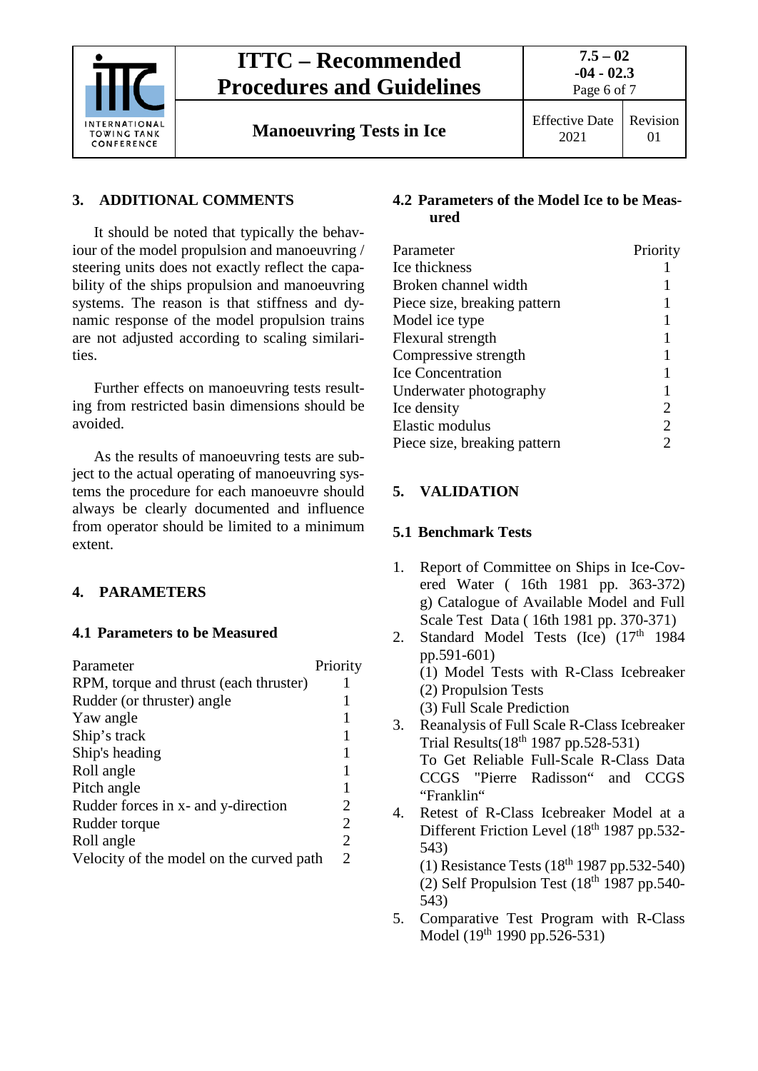## 3. ADDITIONAL COMMENTS

It should be noted that typically the behaviour of the model propulsion and manoeuvring / steering units does not exactly reflect the capability of the ships propulsion and manoeuvring systems. The reason is that stiffness and dynamic response of the model propulsion trains are not adjusted according to scaling similarities.

Further effects on manoeuvring tests resulting from restricted basin dimensions should be avoided.

As the results of manoeuvring tests are subject to the actual operating of manoeuvring systems the procedure for each manoeuvre should always be clearly documented and influence from operator should be limited to a minimum extent.

## 4. PARAMETERS

### 4.1 Parameters to be Measured

| Parameter | Priority |
|---|---|
| RPM, torque and thrust (each thruster) | 1 |
| Rudder (or thruster) angle | 1 |
| Yaw angle | 1 |
| Ship's track | 1 |
| Ship's heading | 1 |
| Roll angle | 1 |
| Pitch angle | 1 |
| Rudder forces in x- and y-direction | 2 |
| Rudder torque | 2 |
| Roll angle | 2 |
| Velocity of the model on the curved path | 2 |

### 4.2 Parameters of the Model Ice to be Measured

| Parameter | Priority |
|---|---|
| Ice thickness | 1 |
| Broken channel width | 1 |
| Piece size, breaking pattern | 1 |
| Model ice type | 1 |
| Flexural strength | 1 |
| Compressive strength | 1 |
| Ice Concentration | 1 |
| Underwater photography | 1 |
| Ice density | 2 |
| Elastic modulus | 2 |
| Piece size, breaking pattern | 2 |

## 5. VALIDATION

### 5.1 Benchmark Tests

1. Report of Committee on Ships in Ice-Covered Water ( 16th 1981 pp. 363-372) g) Catalogue of Available Model and Full Scale Test Data ( 16th 1981 pp. 370-371)
2. Standard Model Tests (Ice) (17th 1984 pp.591-601)
   (1) Model Tests with R-Class Icebreaker
   (2) Propulsion Tests
   (3) Full Scale Prediction
3. Reanalysis of Full Scale R-Class Icebreaker Trial Results(18th 1987 pp.528-531)
   To Get Reliable Full-Scale R-Class Data CCGS "Pierre Radisson" and CCGS "Franklin"
4. Retest of R-Class Icebreaker Model at a Different Friction Level (18th 1987 pp.532-543)
   (1) Resistance Tests (18th 1987 pp.532-540)
   (2) Self Propulsion Test (18th 1987 pp.540-543)
5. Comparative Test Program with R-Class Model (19th 1990 pp.526-531)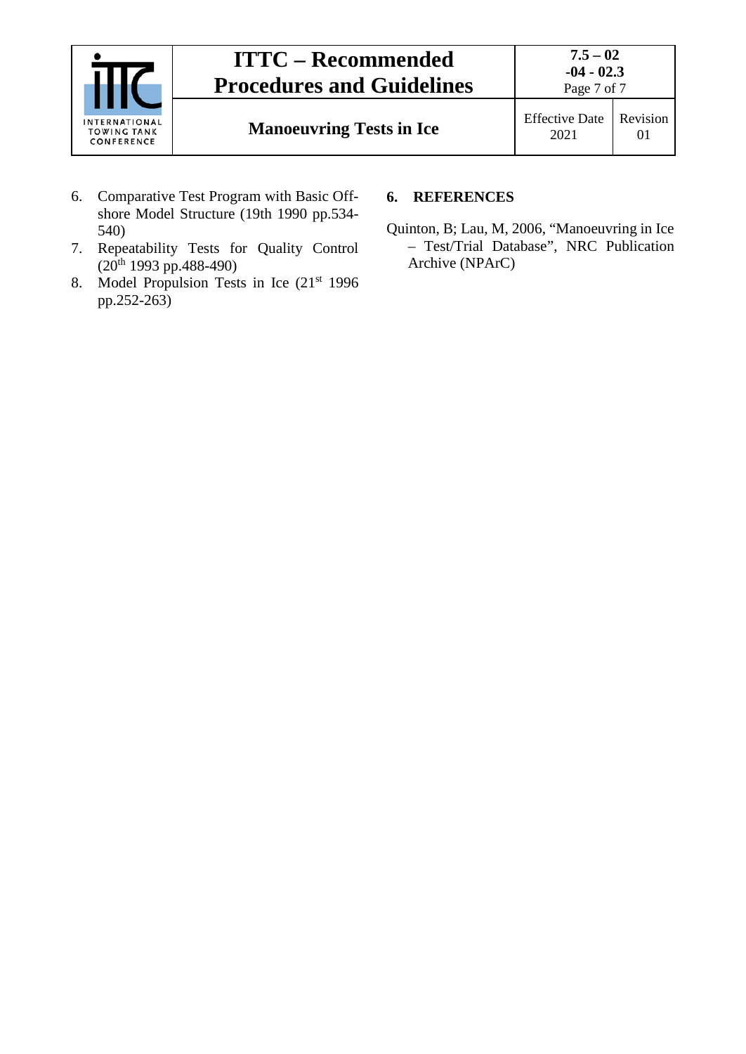6. Comparative Test Program with Basic Offshore Model Structure (19th 1990 pp.534-540)
7. Repeatability Tests for Quality Control (20th 1993 pp.488-490)
8. Model Propulsion Tests in Ice (21st 1996 pp.252-263)

## 6. REFERENCES

Quinton, B; Lau, M, 2006, "Manoeuvring in Ice – Test/Trial Database", NRC Publication Archive (NPArC)